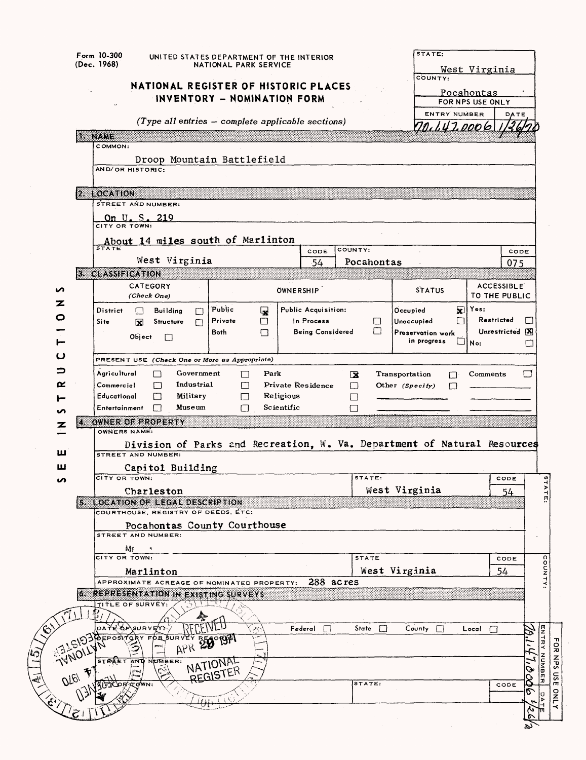Form 10-300 (Dec. 1968)

UNITED STATES DEPARTMENT OF THE INTERIOR
NATIONAL PARK SERVICE

# NATIONAL REGISTER OF HISTORIC PLACES INVENTORY – NOMINATION FORM

*(Type all entries – complete applicable sections)*

| STATE: | West Virginia |
|---|---|
| COUNTY: | Pocahontas |
| FOR NPS USE ONLY | |
| ENTRY NUMBER | DATE |
| 70.147.0006 | 1/26/70 |

## 1. NAME

COMMON:

Droop Mountain Battlefield

AND/OR HISTORIC:

## 2. LOCATION

STREET AND NUMBER:

On U. S. 219

CITY OR TOWN:

About 14 miles south of Marlinton

| STATE | CODE | COUNTY: | CODE |
|---|---|---|---|
| West Virginia | 54 | Pocahontas | 075 |

## 3. CLASSIFICATION

| CATEGORY (Check One) | | OWNERSHIP | | STATUS | ACCESSIBLE TO THE PUBLIC |
|---|---|---|---|---|---|
| District ☐ | Building ☐ | Public ☒ | Public Acquisition: | Occupied ☒ | Yes: |
| Site ☒ | Structure ☐ | Private ☐ | In Process ☐ | Unoccupied ☐ | Restricted ☐ |
| Object ☐ | | Both ☐ | Being Considered ☐ | Preservation work in progress ☐ | Unrestricted ☒ |
| | | | | | No: ☐ |

PRESENT USE *(Check One or More as Appropriate)*

| | | | |
|---|---|---|---|
| Agricultural ☐ | Government ☐ | Park ☒ | Transportation ☐ |
| Commercial ☐ | Industrial ☐ | Private Residence ☐ | Other *(Specify)* ☐ |
| Educational ☐ | Military ☐ | Religious ☐ | |
| Entertainment ☐ | Museum ☐ | Scientific ☐ | Comments ☐ |

## 4. OWNER OF PROPERTY

OWNERS NAME:

Division of Parks and Recreation, W. Va. Department of Natural Resources

STREET AND NUMBER:

Capitol Building

| CITY OR TOWN: | STATE: | CODE |
|---|---|---|
| Charleston | West Virginia | 54 |

## 5. LOCATION OF LEGAL DESCRIPTION

COURTHOUSE, REGISTRY OF DEEDS, ETC:

Pocahontas County Courthouse

STREET AND NUMBER:

| CITY OR TOWN: | STATE | CODE |
|---|---|---|
| Marlinton | West Virginia | 54 |

APPROXIMATE ACREAGE OF NOMINATED PROPERTY: 288 acres

## 6. REPRESENTATION IN EXISTING SURVEYS

TITLE OF SURVEY:

DATE OF SURVEY: Federal ☐ State ☐ County ☐ Local ☐

DEPOSITORY FOR SURVEY RECORDS:

STREET AND NUMBER:

| CITY OR TOWN: | STATE: | CODE |
|---|---|---|
| | | |

RECEIVED APR 29 1971 NATIONAL REGISTER

FOR NPS USE ONLY — ENTRY NUMBER 70.147.0006 DATE 1/26/70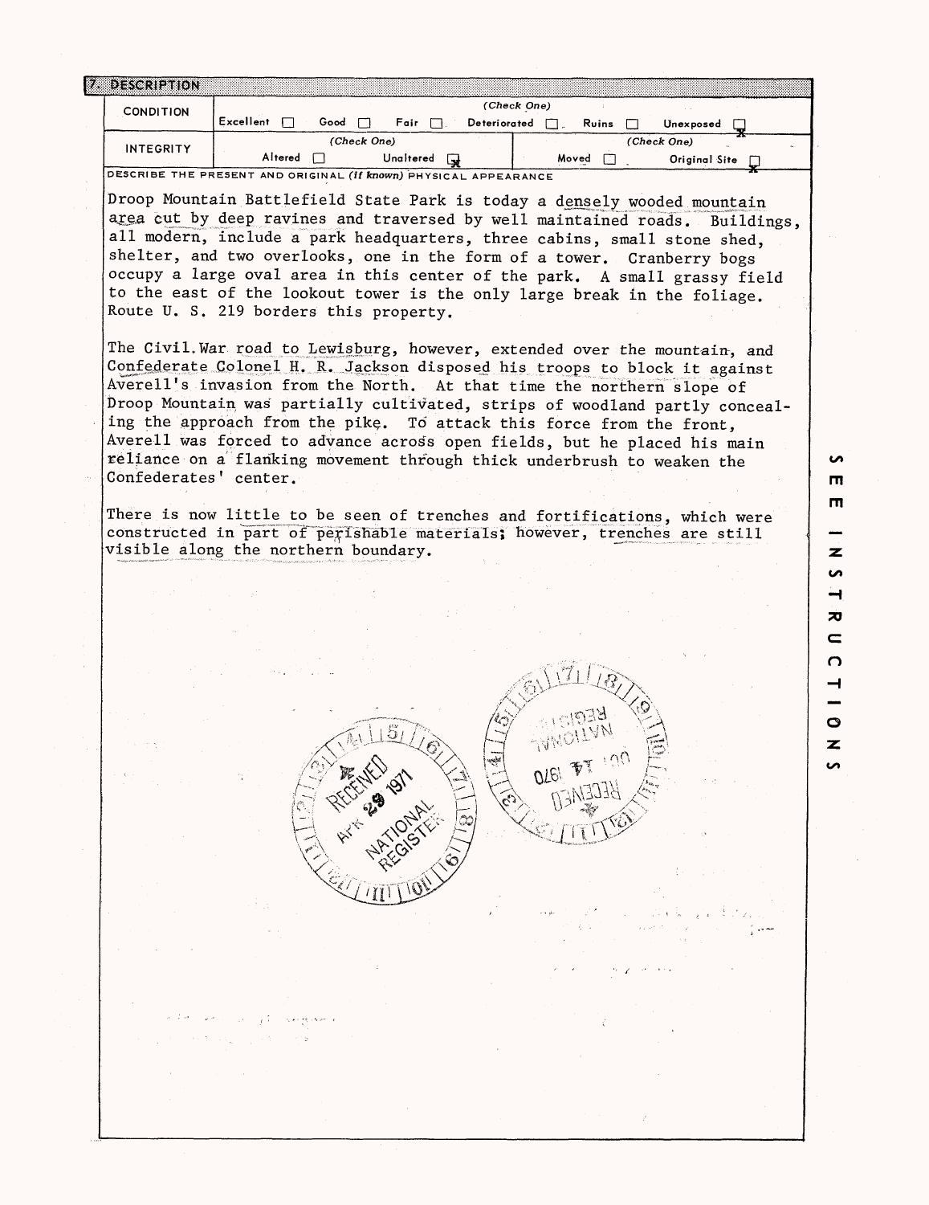## 7. DESCRIPTION

| CONDITION | (Check One) | | | | | |
|---|---|---|---|---|---|---|
| | Excellent ☐ | Good ☐ | Fair ☐ | Deteriorated ☐ | Ruins ☐ | Unexposed ☒ |
| INTEGRITY | (Check One) | | | (Check One) | | |
| | Altered ☐ | Unaltered ☒ | | Moved ☐ | Original Site ☒ | |

DESCRIBE THE PRESENT AND ORIGINAL *(if known)* PHYSICAL APPEARANCE

Droop Mountain Battlefield State Park is today a densely wooded mountain area cut by deep ravines and traversed by well maintained roads. Buildings, all modern, include a park headquarters, three cabins, small stone shed, shelter, and two overlooks, one in the form of a tower. Cranberry bogs occupy a large oval area in this center of the park. A small grassy field to the east of the lookout tower is the only large break in the foliage. Route U. S. 219 borders this property.

The Civil War road to Lewisburg, however, extended over the mountain, and Confederate Colonel H. R. Jackson disposed his troops to block it against Averell's invasion from the North. At that time the northern slope of Droop Mountain was partially cultivated, strips of woodland partly concealing the approach from the pike. To attack this force from the front, Averell was forced to advance across open fields, but he placed his main reliance on a flanking movement through thick underbrush to weaken the Confederates' center.

There is now little to be seen of trenches and fortifications, which were constructed in part of perishable materials; however, trenches are still visible along the northern boundary.

RECEIVED APR 29 1971 NATIONAL REGISTER

RECEIVED OCT 14 1970 NATIONAL REGISTER

SEE INSTRUCTIONS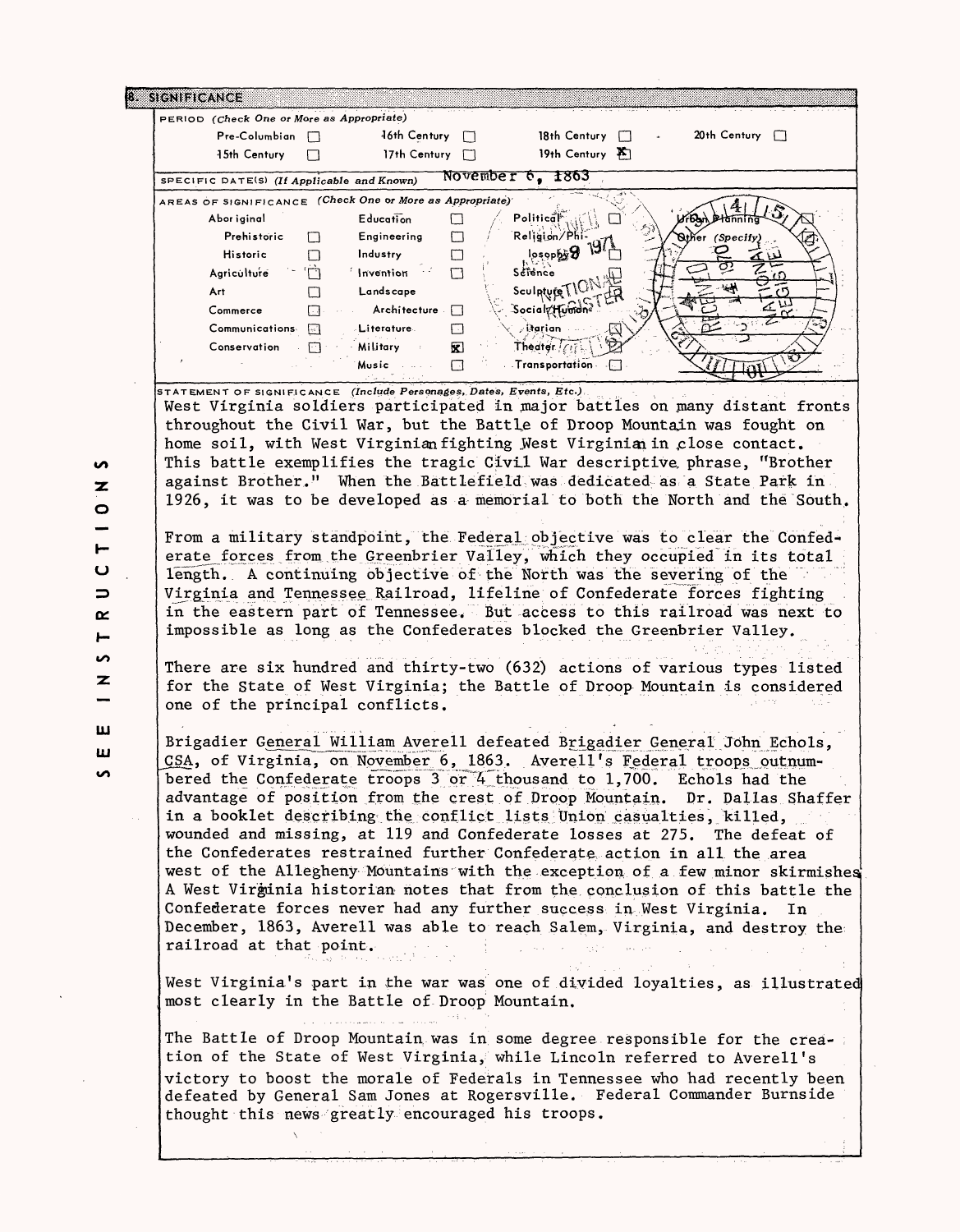## 8. SIGNIFICANCE

PERIOD (Check One or More as Appropriate)

| | | | | | | | |
|---|---|---|---|---|---|---|---|
| Pre-Columbian | ☐ | 16th Century | ☐ | 18th Century | ☐ | 20th Century | ☐ |
| 15th Century | ☐ | 17th Century | ☐ | 19th Century | ☒ | | |

SPECIFIC DATE(S) (If Applicable and Known) November 6, 1863

AREAS OF SIGNIFICANCE (Check One or More as Appropriate)

| | | | | | | | |
|---|---|---|---|---|---|---|---|
| Aboriginal | | Education | ☐ | Political | ☐ | Urban Planning | ☐ |
| Prehistoric | ☐ | Engineering | ☐ | Religion/Philosophy | ☐ | Other (Specify) | ☐ |
| Historic | ☐ | Industry | ☐ | Science | ☐ | | |
| Agriculture | ☐ | Invention | ☐ | Sculpture | ☐ | | |
| Art | ☐ | Landscape Architecture | ☐ | Social/Humanitarian | ☐ | | |
| Commerce | ☐ | Literature | ☐ | Theater | ☐ | | |
| Communications | ☐ | Military | ☒ | Transportation | ☐ | | |
| Conservation | ☐ | Music | ☐ | | | | |

STATEMENT OF SIGNIFICANCE (Include Personages, Dates, Events, Etc.)

West Virginia soldiers participated in major battles on many distant fronts throughout the Civil War, but the Battle of Droop Mountain was fought on home soil, with West Virginian fighting West Virginian in close contact. This battle exemplifies the tragic Civil War descriptive phrase, "Brother against Brother." When the Battlefield was dedicated as a State Park in 1926, it was to be developed as a memorial to both the North and the South.

From a military standpoint, the Federal objective was to clear the Confederate forces from the Greenbrier Valley, which they occupied in its total length. A continuing objective of the North was the severing of the Virginia and Tennessee Railroad, lifeline of Confederate forces fighting in the eastern part of Tennessee. But access to this railroad was next to impossible as long as the Confederates blocked the Greenbrier Valley.

There are six hundred and thirty-two (632) actions of various types listed for the State of West Virginia; the Battle of Droop Mountain is considered one of the principal conflicts.

Brigadier General William Averell defeated Brigadier General John Echols, CSA, of Virginia, on November 6, 1863. Averell's Federal troops outnumbered the Confederate troops 3 or 4 thousand to 1,700. Echols had the advantage of position from the crest of Droop Mountain. Dr. Dallas Shaffer in a booklet describing the conflict lists Union casualties, killed, wounded and missing, at 119 and Confederate losses at 275. The defeat of the Confederates restrained further Confederate action in all the area west of the Allegheny Mountains with the exception of a few minor skirmishes. A West Virginia historian notes that from the conclusion of this battle the Confederate forces never had any further success in West Virginia. In December, 1863, Averell was able to reach Salem, Virginia, and destroy the railroad at that point.

West Virginia's part in the war was one of divided loyalties, as illustrated most clearly in the Battle of Droop Mountain.

The Battle of Droop Mountain was in some degree responsible for the creation of the State of West Virginia, while Lincoln referred to Averell's victory to boost the morale of Federals in Tennessee who had recently been defeated by General Sam Jones at Rogersville. Federal Commander Burnside thought this news greatly encouraged his troops.

SEE INSTRUCTIONS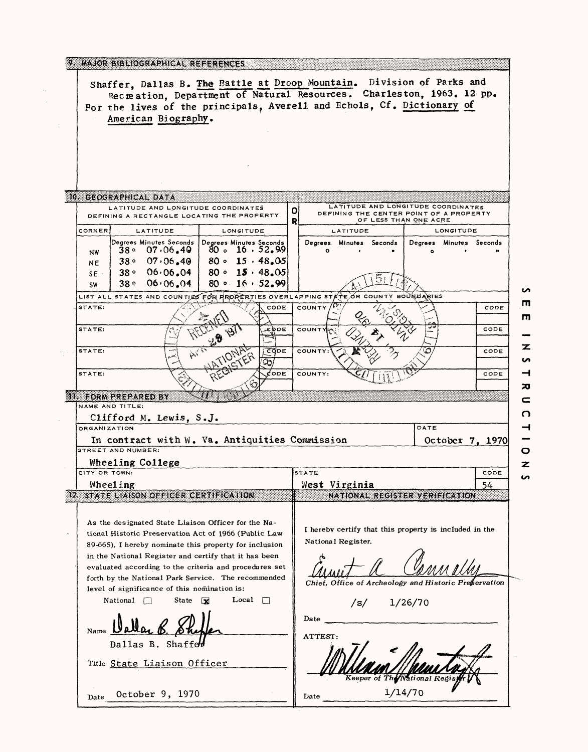## 9. MAJOR BIBLIOGRAPHICAL REFERENCES

Shaffer, Dallas B. The Battle at Droop Mountain. Division of Parks and Recreation, Department of Natural Resources. Charleston, 1963. 12 pp.

For the lives of the principals, Averell and Echols, Cf. Dictionary of American Biography.

## 10. GEOGRAPHICAL DATA

| LATITUDE AND LONGITUDE COORDINATES DEFINING A RECTANGLE LOCATING THE PROPERTY | | | OR | LATITUDE AND LONGITUDE COORDINATES DEFINING THE CENTER POINT OF A PROPERTY OF LESS THAN ONE ACRE | |
|---|---|---|---|---|---|
| CORNER | LATITUDE | LONGITUDE | | LATITUDE | LONGITUDE |
| | Degrees Minutes Seconds | Degrees Minutes Seconds | | Degrees Minutes Seconds | Degrees Minutes Seconds |
| NW | 38° 07' 06.40" | 80° 16' 52.99" | | ° ' " | ° ' " |
| NE | 38° 07' 06.40" | 80° 15' 48.05" | | | |
| SE | 38° 06' 06.04" | 80° 15' 48.05" | | | |
| SW | 38° 06' 06.04" | 80° 16' 52.99" | | | |

LIST ALL STATES AND COUNTIES FOR PROPERTIES OVERLAPPING STATE OR COUNTY BOUNDARIES

| STATE: | CODE | COUNTY | CODE |
|---|---|---|---|
| STATE: | CODE | COUNTY: | CODE |
| STATE: | CODE | COUNTY: | CODE |
| STATE: | CODE | COUNTY: | CODE |

RECEIVED APR 28 1971 NATIONAL REGISTER

RECEIVED OCT 14 1970 NATIONAL REGISTER

## 11. FORM PREPARED BY

NAME AND TITLE:
Clifford M. Lewis, S.J.

ORGANIZATION: In contract with W. Va. Antiquities Commission

DATE: October 7, 1970

STREET AND NUMBER: Wheeling College

CITY OR TOWN: Wheeling

STATE: West Virginia

CODE: 54

## 12. STATE LIAISON OFFICER CERTIFICATION

As the designated State Liaison Officer for the National Historic Preservation Act of 1966 (Public Law 89-665), I hereby nominate this property for inclusion in the National Register and certify that it has been evaluated according to the criteria and procedures set forth by the National Park Service. The recommended level of significance of this nomination is:

National ☐ State ☒ Local ☐

Name Dallas B. Shaffer

Title State Liaison Officer

Date October 9, 1970

## NATIONAL REGISTER VERIFICATION

I hereby certify that this property is included in the National Register.

*Chief, Office of Archeology and Historic Preservation*

Date /s/ 1/26/70

ATTEST:

*Keeper of The National Register*

Date 1/14/70

SEE INSTRUCTIONS